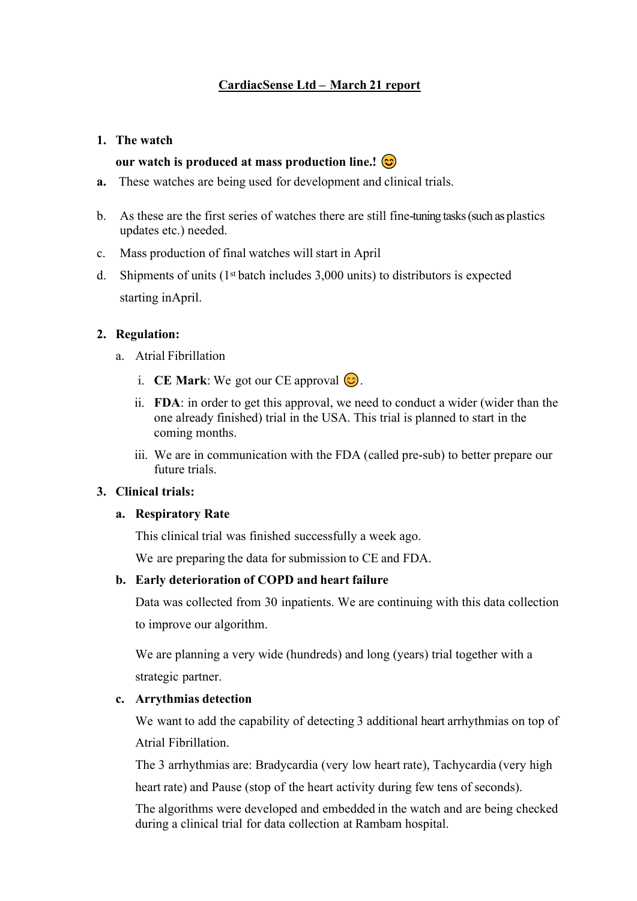# CardiacSense Ltd – March 21 report

1. **The watch**

   **our watch is produced at mass production line.!** 😊

   **a.** These watches are being used for development and clinical trials.

   b. As these are the first series of watches there are still fine-tuning tasks (such as plastics updates etc.) needed.

   c. Mass production of final watches will start in April

   d. Shipments of units (1st batch includes 3,000 units) to distributors is expected starting inApril.

2. **Regulation:**

   a. Atrial Fibrillation

      i. **CE Mark**: We got our CE approval 😊.

      ii. **FDA**: in order to get this approval, we need to conduct a wider (wider than the one already finished) trial in the USA. This trial is planned to start in the coming months.

      iii. We are in communication with the FDA (called pre-sub) to better prepare our future trials.

3. **Clinical trials:**

   **a. Respiratory Rate**

   This clinical trial was finished successfully a week ago.

   We are preparing the data for submission to CE and FDA.

   **b. Early deterioration of COPD and heart failure**

   Data was collected from 30 inpatients. We are continuing with this data collection to improve our algorithm.

   We are planning a very wide (hundreds) and long (years) trial together with a strategic partner.

   **c. Arrythmias detection**

   We want to add the capability of detecting 3 additional heart arrhythmias on top of Atrial Fibrillation.

   The 3 arrhythmias are: Bradycardia (very low heart rate), Tachycardia (very high heart rate) and Pause (stop of the heart activity during few tens of seconds).

   The algorithms were developed and embedded in the watch and are being checked during a clinical trial for data collection at Rambam hospital.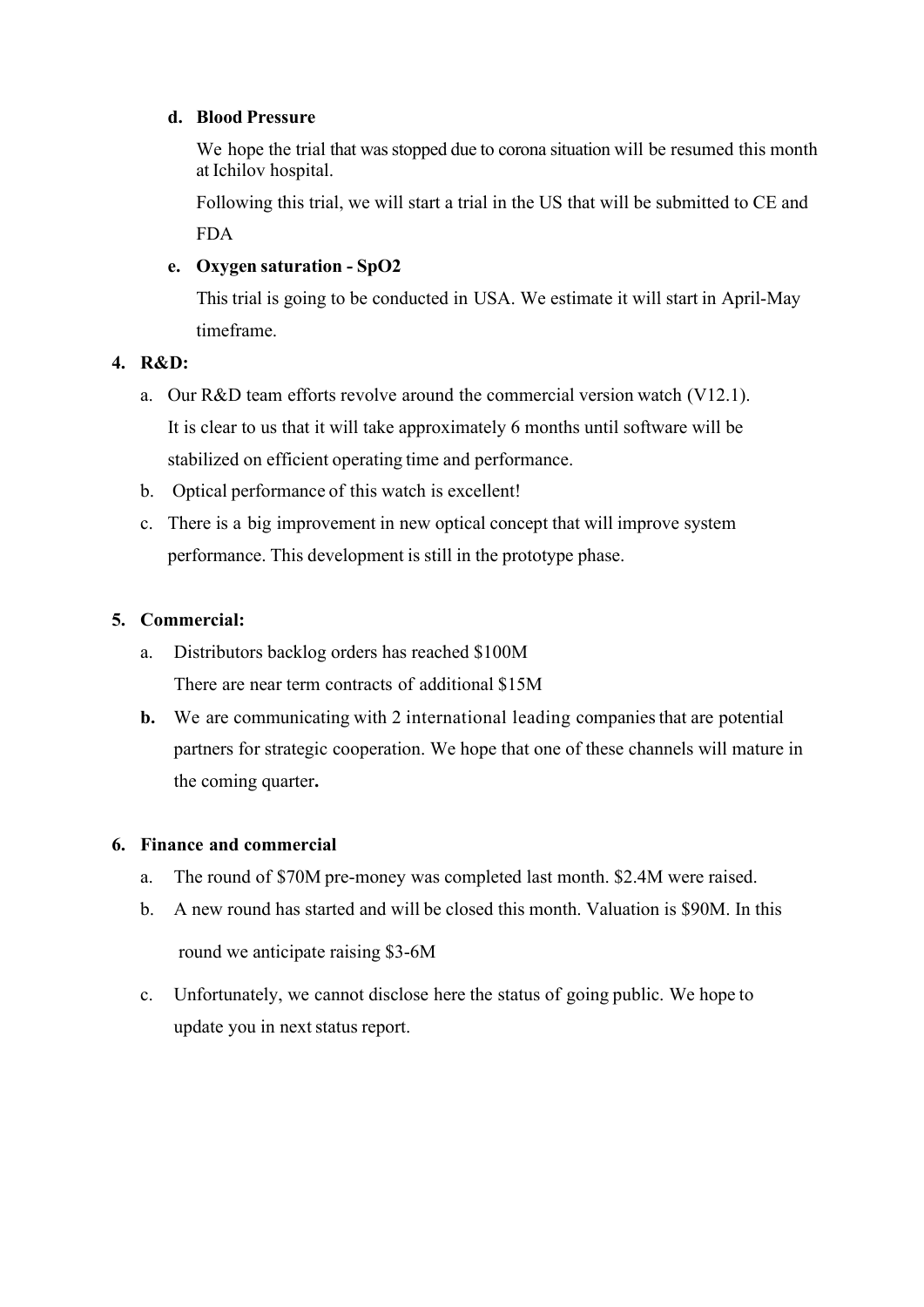d. **Blood Pressure**

We hope the trial that was stopped due to corona situation will be resumed this month at Ichilov hospital.

Following this trial, we will start a trial in the US that will be submitted to CE and FDA

e. **Oxygen saturation - SpO2**

This trial is going to be conducted in USA. We estimate it will start in April-May timeframe.

4. **R&D:**
   a. Our R&D team efforts revolve around the commercial version watch (V12.1). It is clear to us that it will take approximately 6 months until software will be stabilized on efficient operating time and performance.
   b. Optical performance of this watch is excellent!
   c. There is a big improvement in new optical concept that will improve system performance. This development is still in the prototype phase.

5. **Commercial:**
   a. Distributors backlog orders has reached $100M
      There are near term contracts of additional $15M
   **b.** We are communicating with 2 international leading companies that are potential partners for strategic cooperation. We hope that one of these channels will mature in the coming quarter**.**

6. **Finance and commercial**
   a. The round of $70M pre-money was completed last month. $2.4M were raised.
   b. A new round has started and will be closed this month. Valuation is $90M. In this round we anticipate raising $3-6M
   c. Unfortunately, we cannot disclose here the status of going public. We hope to update you in next status report.